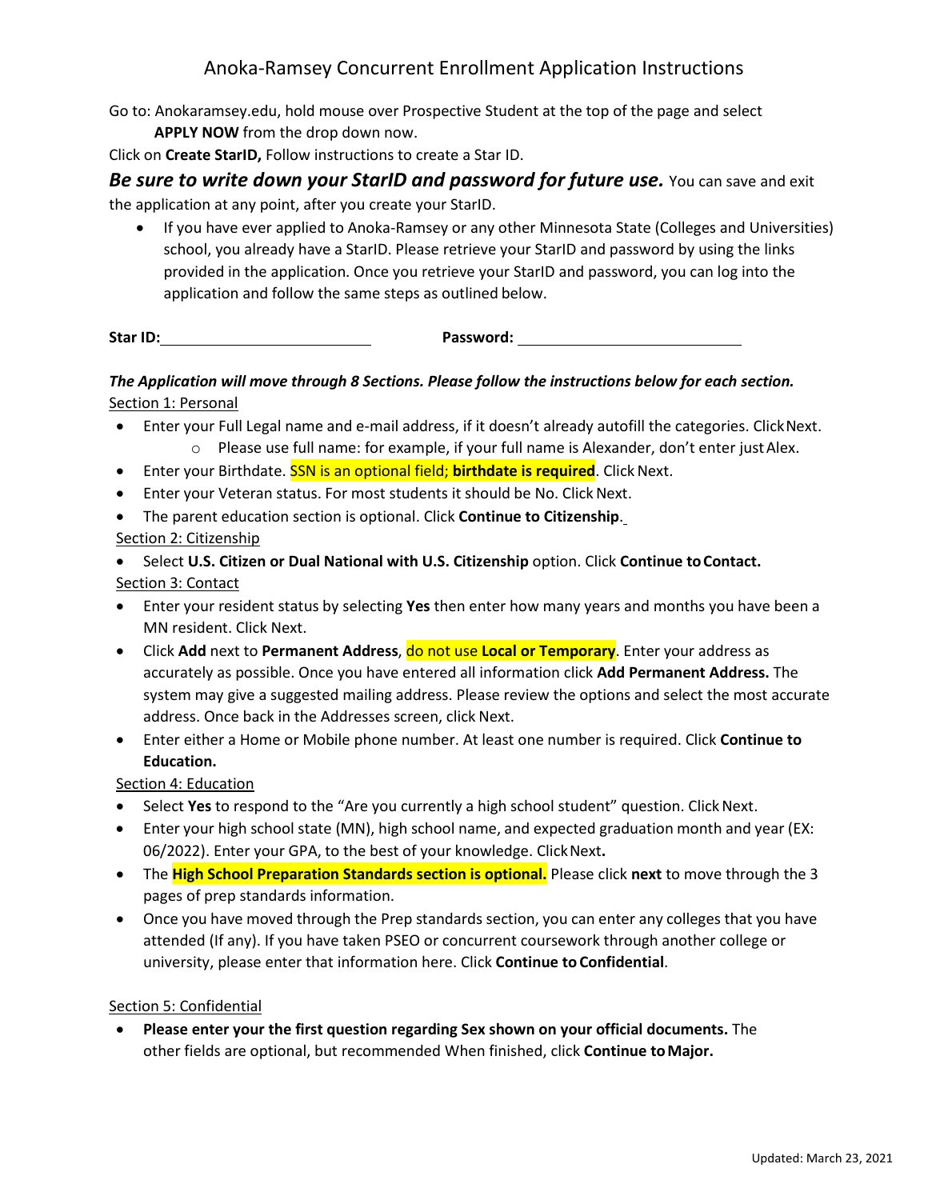# Anoka-Ramsey Concurrent Enrollment Application Instructions

Go to: Anokaramsey.edu, hold mouse over Prospective Student at the top of the page and select **APPLY NOW** from the drop down now.

Click on **Create StarID,** Follow instructions to create a Star ID.

***Be sure to write down your StarID and password for future use.*** You can save and exit the application at any point, after you create your StarID.

- If you have ever applied to Anoka-Ramsey or any other Minnesota State (Colleges and Universities) school, you already have a StarID. Please retrieve your StarID and password by using the links provided in the application. Once you retrieve your StarID and password, you can log into the application and follow the same steps as outlined below.

**Star ID:**\_\_\_\_\_\_\_\_\_\_\_\_\_\_\_\_\_\_\_\_\_\_\_\_ **Password:** \_\_\_\_\_\_\_\_\_\_\_\_\_\_\_\_\_\_\_\_\_\_\_\_

***The Application will move through 8 Sections. Please follow the instructions below for each section.***

Section 1: Personal

- Enter your Full Legal name and e-mail address, if it doesn't already autofill the categories. Click Next.
  - Please use full name: for example, if your full name is Alexander, don't enter just Alex.
- Enter your Birthdate. SSN is an optional field; **birthdate is required**. Click Next.
- Enter your Veteran status. For most students it should be No. Click Next.
- The parent education section is optional. Click **Continue to Citizenship**.

Section 2: Citizenship

- Select **U.S. Citizen or Dual National with U.S. Citizenship** option. Click **Continue to Contact.**

Section 3: Contact

- Enter your resident status by selecting **Yes** then enter how many years and months you have been a MN resident. Click Next.
- Click **Add** next to **Permanent Address**, do not use **Local or Temporary**. Enter your address as accurately as possible. Once you have entered all information click **Add Permanent Address.** The system may give a suggested mailing address. Please review the options and select the most accurate address. Once back in the Addresses screen, click Next.
- Enter either a Home or Mobile phone number. At least one number is required. Click **Continue to Education.**

Section 4: Education

- Select **Yes** to respond to the "Are you currently a high school student" question. Click Next.
- Enter your high school state (MN), high school name, and expected graduation month and year (EX: 06/2022). Enter your GPA, to the best of your knowledge. Click Next**.**
- The **High School Preparation Standards section is optional.** Please click **next** to move through the 3 pages of prep standards information.
- Once you have moved through the Prep standards section, you can enter any colleges that you have attended (If any). If you have taken PSEO or concurrent coursework through another college or university, please enter that information here. Click **Continue to Confidential**.

Section 5: Confidential

- **Please enter your the first question regarding Sex shown on your official documents.** The other fields are optional, but recommended When finished, click **Continue to Major.**

Updated: March 23, 2021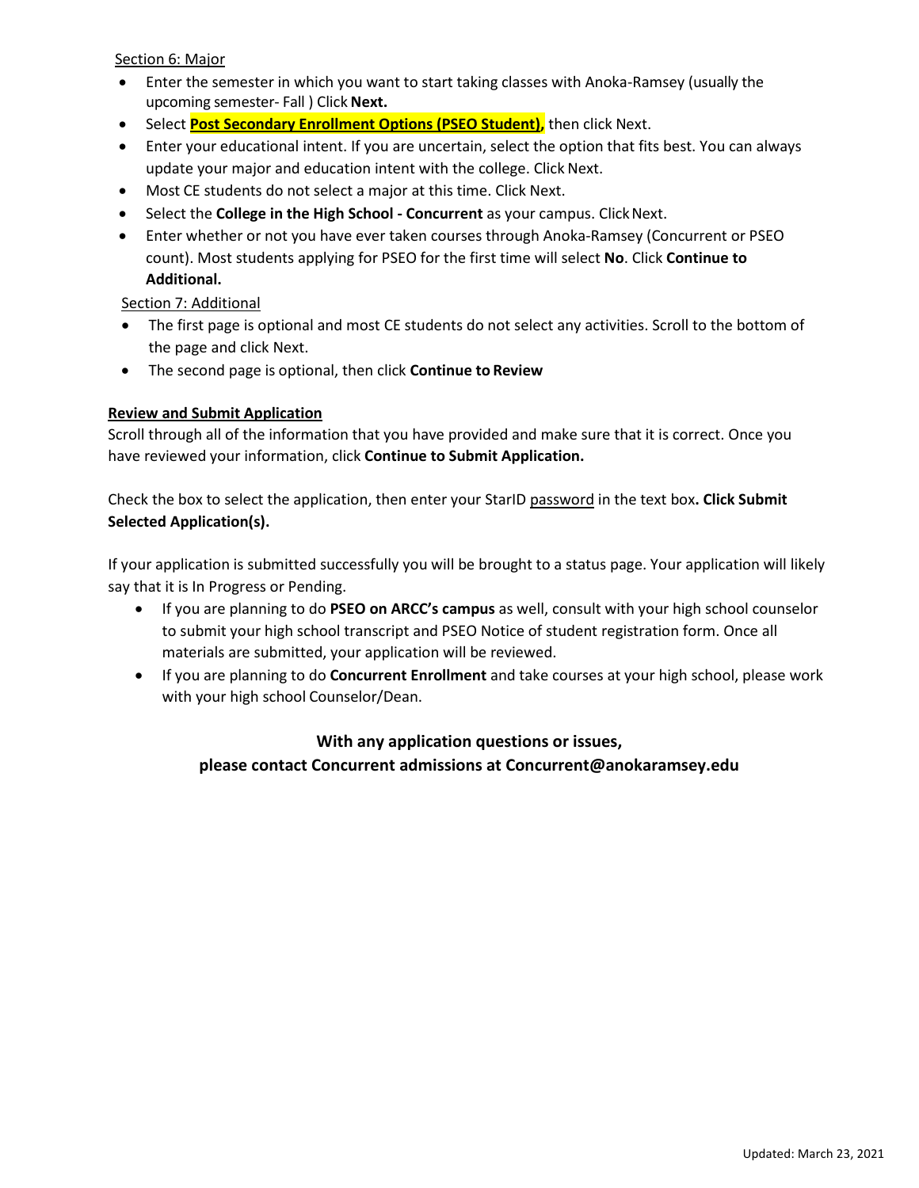Section 6: Major

- Enter the semester in which you want to start taking classes with Anoka-Ramsey (usually the upcoming semester- Fall ) Click **Next.**
- Select **Post Secondary Enrollment Options (PSEO Student),** then click Next.
- Enter your educational intent. If you are uncertain, select the option that fits best. You can always update your major and education intent with the college. Click Next.
- Most CE students do not select a major at this time. Click Next.
- Select the **College in the High School - Concurrent** as your campus. Click Next.
- Enter whether or not you have ever taken courses through Anoka-Ramsey (Concurrent or PSEO count). Most students applying for PSEO for the first time will select **No**. Click **Continue to Additional.**

Section 7: Additional

- The first page is optional and most CE students do not select any activities. Scroll to the bottom of the page and click Next.
- The second page is optional, then click **Continue to Review**

**Review and Submit Application**

Scroll through all of the information that you have provided and make sure that it is correct. Once you have reviewed your information, click **Continue to Submit Application.**

Check the box to select the application, then enter your StarID password in the text box**. Click Submit Selected Application(s).**

If your application is submitted successfully you will be brought to a status page. Your application will likely say that it is In Progress or Pending.

- If you are planning to do **PSEO on ARCC's campus** as well, consult with your high school counselor to submit your high school transcript and PSEO Notice of student registration form. Once all materials are submitted, your application will be reviewed.
- If you are planning to do **Concurrent Enrollment** and take courses at your high school, please work with your high school Counselor/Dean.

**With any application questions or issues, please contact Concurrent admissions at Concurrent@anokaramsey.edu**

Updated: March 23, 2021